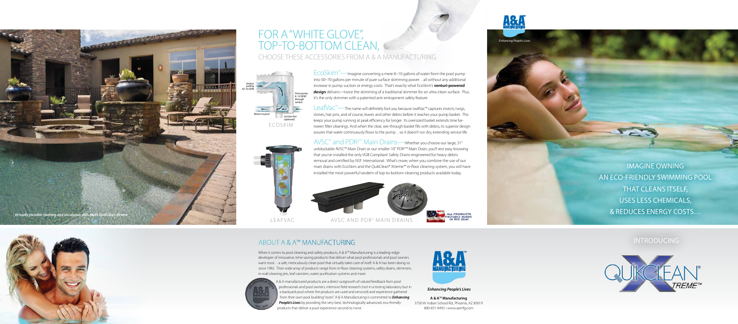# FOR A "WHITE GLOVE", TOP-TO-BOTTOM CLEAN,

## CHOOSE THESE ACCESSORIES FROM A & A MANUFACTURING

Venturi pulling 50-70 GPM

From pump 8-10 GPM through venturi

Return to pool

Suction line (optional)

ECOSKIM

**EcoSkim™**—Imagine converting a mere 8–10 gallons of water from the pool pump into 50–70 gallons per minute of pure surface skimming power…all without any additional increase in pump suction or energy costs. That's exactly what EcoSkim's **venturi-powered design** delivers—twice the skimming of a traditional skimmer for an ultra-clean surface. Plus, it's the only skimmer with a patented anti-entrapment safety feature.

**LeafVac™**—The name will definitely fool you because LeafVac™ captures insects, twigs, stones, hair pins, and of course, leaves and other debris before it reaches your pump basket. This keeps your pump running at peak efficiency for longer. Its oversized basket extends time between filter cleanings. And when the clear, see-through basket fills with debris, its superior design assures that water continuously flows to the pump…so it doesn't run dry, extending service life.

**AVSC™ and PDR²™ Main Drains**—Whether you choose our large, 31" unblockable AVSC™ Main Drain or our smaller 10" PDR²™ Main Drain, you'll rest easy knowing that you've installed the only VGB Compliant Safety Drains engineered for heavy debris removal and certified by NSF International. What's more, when you combine the use of our main drains with EcoSkim and the QuikClean® Xtreme™ in-floor cleaning system, you will have installed the most powerful tandem of top-to-bottom cleaning products available today.

LEAFVAC

AVSC AND PDR² MAIN DRAINS

ALL PRODUCTS PROUDLY MADE IN THE USA!

*Virtually invisible cleaning and circulation with A&A's QuikClean Xtreme*

A&A MANUFACTURING

*Enhancing People's Lives*

IMAGINE OWNING AN ECO-FRIENDLY SWIMMING POOL THAT CLEANS ITSELF, USES LESS CHEMICALS, & REDUCES ENERGY COSTS…

## ABOUT A & A™ MANUFACTURING

When it comes to pool cleaning and safety products, A & A™ Manufacturing is a leading-edge developer of innovative, time-saving products that deliver what pool professionals and pool owners want most…a safe, meticulously clean pool that virtually takes care of itself. A & A has been doing so since 1982. Their wide array of products range from in-floor cleaning systems, safety drains, skimmers, in-wall cleaning jets, leaf canisters, water purification systems and more.

A & A manufactured products are a direct outgrowth of valued feedback from pool professionals and pool owners, intensive field research (not in a testing laboratory but in a backyard pool where the products are used and serviced) and experience gathered from their own pool building "roots." A & A Manufacturing is committed to ***Enhancing People's Lives*** by providing the very best, technologically advanced, eco-friendly products that deliver a pool experience second to none.

A&A MANUFACTURING

***Enhancing People's Lives***

**A & A™ Manufacturing**
3750 W. Indian School Rd., Phoenix, AZ 85019
800-851-8492 • www.aamfg.com

INTRODUCING

QUIKCLEAN® XTREME™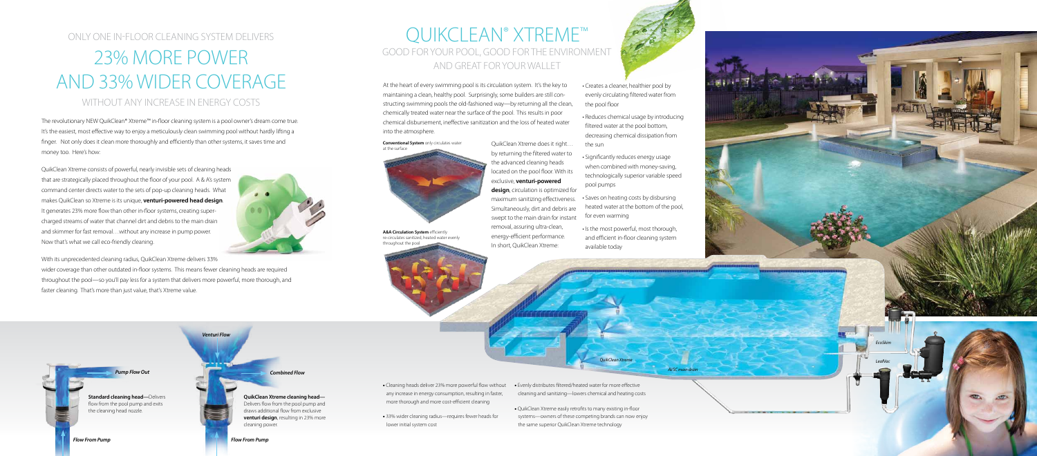ONLY ONE IN-FLOOR CLEANING SYSTEM DELIVERS

# 23% MORE POWER AND 33% WIDER COVERAGE

## WITHOUT ANY INCREASE IN ENERGY COSTS

The revolutionary NEW QuikClean® Xtreme™ in-floor cleaning system is a pool owner's dream come true. It's the easiest, most effective way to enjoy a meticulously clean swimming pool without hardly lifting a finger. Not only does it clean more thoroughly and efficiently than other systems, it saves time and money too. Here's how:

QuikClean Xtreme consists of powerful, nearly invisible sets of cleaning heads that are strategically placed throughout the floor of your pool. A & A's system command center directs water to the sets of pop-up cleaning heads. What makes QuikClean so Xtreme is its unique, **venturi-powered head design**. It generates 23% more flow than other in-floor systems, creating super-charged streams of water that channel dirt and debris to the main drain and skimmer for fast removal… without any increase in pump power. Now that's what we call eco-friendly cleaning.

With its unprecedented cleaning radius, QuikClean Xtreme delivers 33% wider coverage than other outdated in-floor systems. This means fewer cleaning heads are required throughout the pool—so you'll pay less for a system that delivers more powerful, more thorough, and faster cleaning. That's more than just value, that's Xtreme value.

*Pump Flow Out*

**Standard cleaning head—**Delivers flow from the pool pump and exits the cleaning head nozzle.

*Flow From Pump*

*Venturi Flow*

*Combined Flow*

**QuikClean Xtreme cleaning head—** Delivers flow from the pool pump and draws additional flow from exclusive **venturi design**, resulting in 23% more cleaning power.

*Flow From Pump*

# QUIKCLEAN® XTREME™

## GOOD FOR YOUR POOL, GOOD FOR THE ENVIRONMENT AND GREAT FOR YOUR WALLET

At the heart of every swimming pool is its circulation system. It's the key to maintaining a clean, healthy pool. Surprisingly, some builders are still constructing swimming pools the old-fashioned way—by returning all the clean, chemically treated water near the surface of the pool. This results in poor chemical disbursement, ineffective sanitization and the loss of heated water into the atmosphere.

**Conventional System** only circulates water at the surface

**A&A Circulation System** efficiently re-circulates sanitized, heated water evenly throughout the pool

QuikClean Xtreme does it right… by returning the filtered water to the advanced cleaning heads located on the pool floor. With its exclusive, **venturi-powered design**, circulation is optimized for maximum sanitizing effectiveness. Simultaneously, dirt and debris are swept to the main drain for instant removal, assuring ultra-clean, energy-efficient performance. In short, QuikClean Xtreme:

- Creates a cleaner, healthier pool by evenly circulating filtered water from the pool floor
- Reduces chemical usage by introducing filtered water at the pool bottom, decreasing chemical dissipation from the sun
- Significantly reduces energy usage when combined with money-saving, technologically superior variable speed pool pumps
- Saves on heating costs by disbursing heated water at the bottom of the pool, for even warming
- Is the most powerful, most thorough, and efficient in-floor cleaning system available today

*QuikClean Xtreme*

*AVSC main drain*

*EcoSkim*

*LeafVac*

- Cleaning heads deliver 23% more powerful flow without any increase in energy consumption, resulting in faster, more thorough and more cost-efficient cleaning
- 33% wider cleaning radius—requires fewer heads for lower initial system cost
- Evenly distributes filtered/heated water for more effective cleaning and sanitizing—lowers chemical and heating costs
- QuikClean Xtreme easily retrofits to many existing in-floor systems—owners of these competing brands can now enjoy the same superior QuikClean Xtreme technology